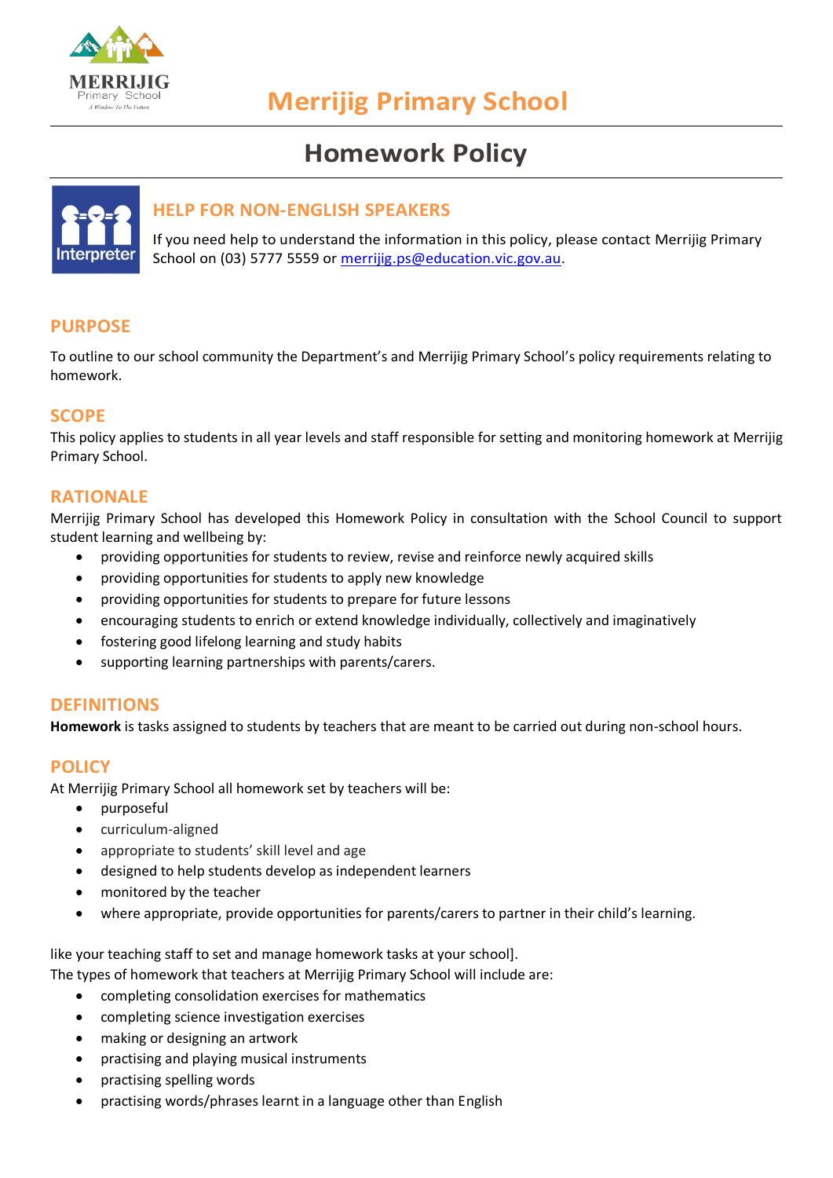# Merrijig Primary School

## Homework Policy

### HELP FOR NON-ENGLISH SPEAKERS

If you need help to understand the information in this policy, please contact Merrijig Primary School on (03) 5777 5559 or merrijig.ps@education.vic.gov.au.

## PURPOSE

To outline to our school community the Department's and Merrijig Primary School's policy requirements relating to homework.

## SCOPE

This policy applies to students in all year levels and staff responsible for setting and monitoring homework at Merrijig Primary School.

## RATIONALE

Merrijig Primary School has developed this Homework Policy in consultation with the School Council to support student learning and wellbeing by:

- providing opportunities for students to review, revise and reinforce newly acquired skills
- providing opportunities for students to apply new knowledge
- providing opportunities for students to prepare for future lessons
- encouraging students to enrich or extend knowledge individually, collectively and imaginatively
- fostering good lifelong learning and study habits
- supporting learning partnerships with parents/carers.

## DEFINITIONS

**Homework** is tasks assigned to students by teachers that are meant to be carried out during non-school hours.

## POLICY

At Merrijig Primary School all homework set by teachers will be:

- purposeful
- curriculum-aligned
- appropriate to students' skill level and age
- designed to help students develop as independent learners
- monitored by the teacher
- where appropriate, provide opportunities for parents/carers to partner in their child's learning.

like your teaching staff to set and manage homework tasks at your school].
The types of homework that teachers at Merrijig Primary School will include are:

- completing consolidation exercises for mathematics
- completing science investigation exercises
- making or designing an artwork
- practising and playing musical instruments
- practising spelling words
- practising words/phrases learnt in a language other than English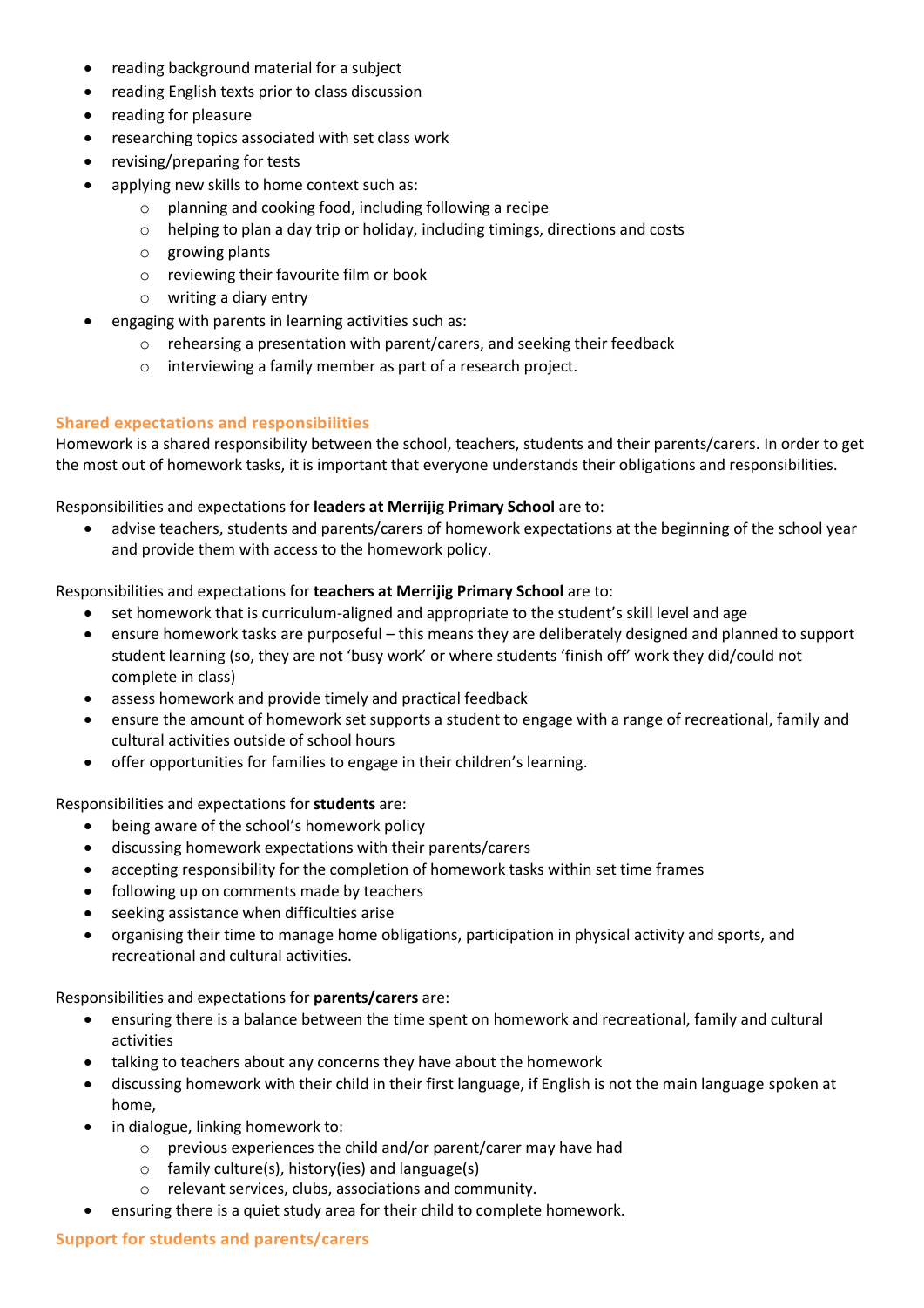- reading background material for a subject
- reading English texts prior to class discussion
- reading for pleasure
- researching topics associated with set class work
- revising/preparing for tests
- applying new skills to home context such as:
    - planning and cooking food, including following a recipe
    - helping to plan a day trip or holiday, including timings, directions and costs
    - growing plants
    - reviewing their favourite film or book
    - writing a diary entry
- engaging with parents in learning activities such as:
    - rehearsing a presentation with parent/carers, and seeking their feedback
    - interviewing a family member as part of a research project.

## Shared expectations and responsibilities

Homework is a shared responsibility between the school, teachers, students and their parents/carers. In order to get the most out of homework tasks, it is important that everyone understands their obligations and responsibilities.

Responsibilities and expectations for **leaders at Merrijig Primary School** are to:

- advise teachers, students and parents/carers of homework expectations at the beginning of the school year and provide them with access to the homework policy.

Responsibilities and expectations for **teachers at Merrijig Primary School** are to:

- set homework that is curriculum-aligned and appropriate to the student's skill level and age
- ensure homework tasks are purposeful – this means they are deliberately designed and planned to support student learning (so, they are not 'busy work' or where students 'finish off' work they did/could not complete in class)
- assess homework and provide timely and practical feedback
- ensure the amount of homework set supports a student to engage with a range of recreational, family and cultural activities outside of school hours
- offer opportunities for families to engage in their children's learning.

Responsibilities and expectations for **students** are:

- being aware of the school's homework policy
- discussing homework expectations with their parents/carers
- accepting responsibility for the completion of homework tasks within set time frames
- following up on comments made by teachers
- seeking assistance when difficulties arise
- organising their time to manage home obligations, participation in physical activity and sports, and recreational and cultural activities.

Responsibilities and expectations for **parents/carers** are:

- ensuring there is a balance between the time spent on homework and recreational, family and cultural activities
- talking to teachers about any concerns they have about the homework
- discussing homework with their child in their first language, if English is not the main language spoken at home,
- in dialogue, linking homework to:
    - previous experiences the child and/or parent/carer may have had
    - family culture(s), history(ies) and language(s)
    - relevant services, clubs, associations and community.
- ensuring there is a quiet study area for their child to complete homework.

## Support for students and parents/carers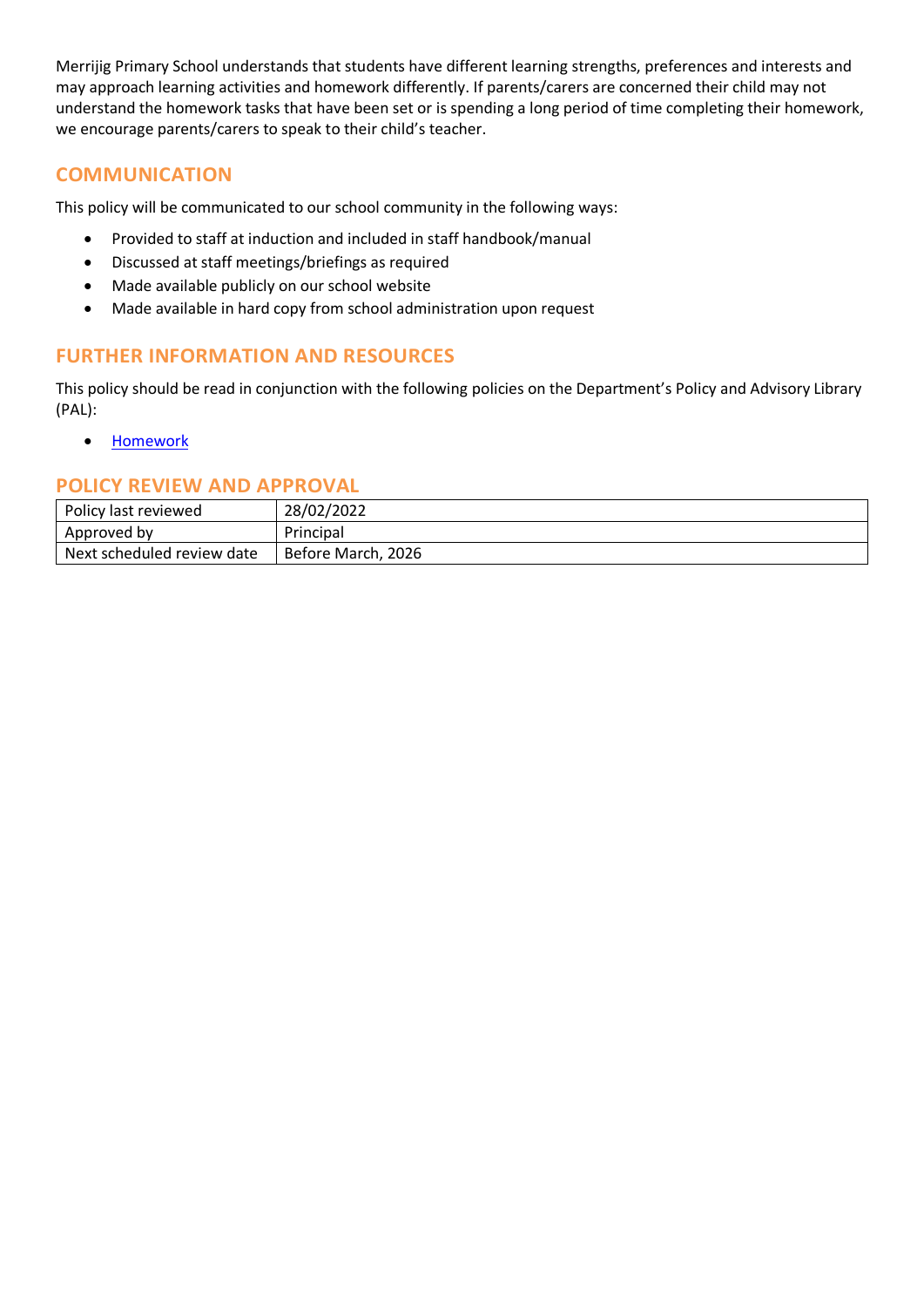Merrijig Primary School understands that students have different learning strengths, preferences and interests and may approach learning activities and homework differently. If parents/carers are concerned their child may not understand the homework tasks that have been set or is spending a long period of time completing their homework, we encourage parents/carers to speak to their child's teacher.

## COMMUNICATION

This policy will be communicated to our school community in the following ways:

- Provided to staff at induction and included in staff handbook/manual
- Discussed at staff meetings/briefings as required
- Made available publicly on our school website
- Made available in hard copy from school administration upon request

## FURTHER INFORMATION AND RESOURCES

This policy should be read in conjunction with the following policies on the Department's Policy and Advisory Library (PAL):

- Homework

## POLICY REVIEW AND APPROVAL

| | |
|---|---|
| Policy last reviewed | 28/02/2022 |
| Approved by | Principal |
| Next scheduled review date | Before March, 2026 |